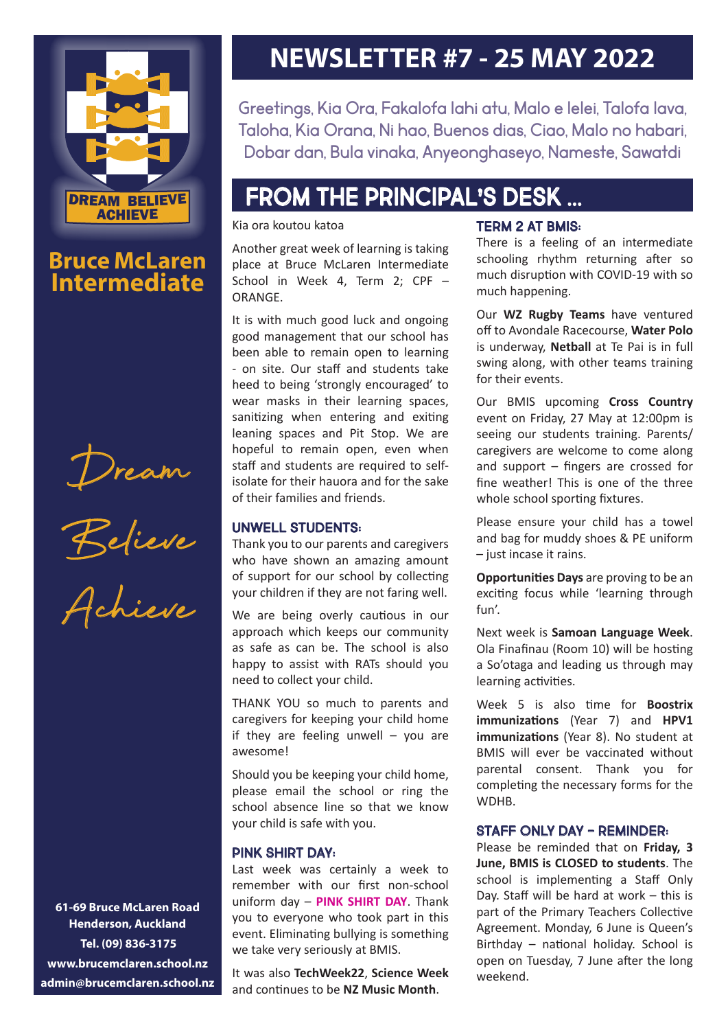# NEWSLETTER #7 - 25 MAY 2022

Greetings, Kia Ora, Fakalofa lahi atu, Malo e lelei, Talofa lava, Taloha, Kia Orana, Ni hao, Buenos dias, Ciao, Malo no habari, Dobar dan, Bula vinaka, Anyeonghaseyo, Nameste, Sawatdi

DREAM BELIEVE ACHIEVE

**Bruce McLaren Intermediate**

Dream

Believe

Achieve

**61-69 Bruce McLaren Road**
**Henderson, Auckland**
**Tel. (09) 836-3175**
**www.brucemclaren.school.nz**
**admin@brucemclaren.school.nz**

## FROM THE PRINCIPAL'S DESK ...

Kia ora koutou katoa

Another great week of learning is taking place at Bruce McLaren Intermediate School in Week 4, Term 2; CPF – ORANGE.

It is with much good luck and ongoing good management that our school has been able to remain open to learning - on site. Our staff and students take heed to being 'strongly encouraged' to wear masks in their learning spaces, sanitizing when entering and exiting leaning spaces and Pit Stop. We are hopeful to remain open, even when staff and students are required to self-isolate for their hauora and for the sake of their families and friends.

### UNWELL STUDENTS:

Thank you to our parents and caregivers who have shown an amazing amount of support for our school by collecting your children if they are not faring well.

We are being overly cautious in our approach which keeps our community as safe as can be. The school is also happy to assist with RATs should you need to collect your child.

THANK YOU so much to parents and caregivers for keeping your child home if they are feeling unwell – you are awesome!

Should you be keeping your child home, please email the school or ring the school absence line so that we know your child is safe with you.

### PINK SHIRT DAY:

Last week was certainly a week to remember with our first non-school uniform day – **PINK SHIRT DAY**. Thank you to everyone who took part in this event. Eliminating bullying is something we take very seriously at BMIS.

It was also **TechWeek22**, **Science Week** and continues to be **NZ Music Month**.

### TERM 2 AT BMIS:

There is a feeling of an intermediate schooling rhythm returning after so much disruption with COVID-19 with so much happening.

Our **WZ Rugby Teams** have ventured off to Avondale Racecourse, **Water Polo** is underway, **Netball** at Te Pai is in full swing along, with other teams training for their events.

Our BMIS upcoming **Cross Country** event on Friday, 27 May at 12:00pm is seeing our students training. Parents/ caregivers are welcome to come along and support – fingers are crossed for fine weather! This is one of the three whole school sporting fixtures.

Please ensure your child has a towel and bag for muddy shoes & PE uniform – just incase it rains.

**Opportunities Days** are proving to be an exciting focus while 'learning through fun'.

Next week is **Samoan Language Week**. Ola Finafinau (Room 10) will be hosting a So'otaga and leading us through may learning activities.

Week 5 is also time for **Boostrix immunizations** (Year 7) and **HPV1 immunizations** (Year 8). No student at BMIS will ever be vaccinated without parental consent. Thank you for completing the necessary forms for the WDHB.

### STAFF ONLY DAY – REMINDER:

Please be reminded that on **Friday, 3 June, BMIS is CLOSED to students**. The school is implementing a Staff Only Day. Staff will be hard at work – this is part of the Primary Teachers Collective Agreement. Monday, 6 June is Queen's Birthday – national holiday. School is open on Tuesday, 7 June after the long weekend.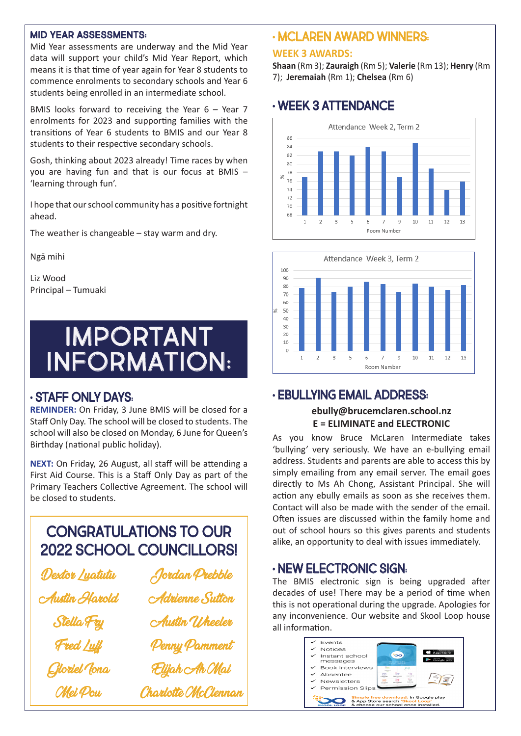## MID YEAR ASSESSMENTS:

Mid Year assessments are underway and the Mid Year data will support your child's Mid Year Report, which means it is that time of year again for Year 8 students to commence enrolments to secondary schools and Year 6 students being enrolled in an intermediate school.

BMIS looks forward to receiving the Year 6 – Year 7 enrolments for 2023 and supporting families with the transitions of Year 6 students to BMIS and our Year 8 students to their respective secondary schools.

Gosh, thinking about 2023 already! Time races by when you are having fun and that is our focus at BMIS – 'learning through fun'.

I hope that our school community has a positive fortnight ahead.

The weather is changeable – stay warm and dry.

Ngā mihi

Liz Wood
Principal – Tumuaki

# IMPORTANT INFORMATION:

## • STAFF ONLY DAYS:

**REMINDER:** On Friday, 3 June BMIS will be closed for a Staff Only Day. The school will be closed to students. The school will also be closed on Monday, 6 June for Queen's Birthday (national public holiday).

**NEXT:** On Friday, 26 August, all staff will be attending a First Aid Course. This is a Staff Only Day as part of the Primary Teachers Collective Agreement. The school will be closed to students.

## CONGRATULATIONS TO OUR 2022 SCHOOL COUNCILLORS!

Dexter Lualutu
Jordan Prebble
Austin Harold
Adrienne Sutton
Stella Fry
Austin Wheeler
Fred Luff
Penny Pamment
Gloriel Iona
Elijah Ah Mai
Mei Pou
Charlotte McClennan

## • MCLAREN AWARD WINNERS:

### WEEK 3 AWARDS:

**Shaan** (Rm 3); **Zauraigh** (Rm 5); **Valerie** (Rm 13); **Henry** (Rm 7); **Jeremaiah** (Rm 1); **Chelsea** (Rm 6)

## • WEEK 3 ATTENDANCE

Attendance Week 2, Term 2

%

86
84
82
80
78
76
74
72
70
68

1 2 3 5 6 7 9 10 11 12 13

Room Number

Attendance Week 3, Term 2

%

100
90
80
70
60
50
40
30
20
10
0

1 2 3 5 6 7 9 10 11 12 13

Room Number

## • EBULLYING EMAIL ADDRESS:

**ebully@brucemclaren.school.nz**
**E = ELIMINATE and ELECTRONIC**

As you know Bruce McLaren Intermediate takes 'bullying' very seriously. We have an e-bullying email address. Students and parents are able to access this by simply emailing from any email server. The email goes directly to Ms Ah Chong, Assistant Principal. She will action any ebully emails as soon as she receives them. Contact will also be made with the sender of the email. Often issues are discussed within the family home and out of school hours so this gives parents and students alike, an opportunity to deal with issues immediately.

## • NEW ELECTRONIC SIGN:

The BMIS electronic sign is being upgraded after decades of use! There may be a period of time when this is not operational during the upgrade. Apologies for any inconvenience. Our website and Skool Loop house all information.

- Events
- Notices
- Instant school messages
- Book interviews
- Absentee
- Newsletters
- Permission Slips

SKOOL LOOP

**Simple free download:** In Google play & App Store search **'Skool Loop'** & choose our school once installed.